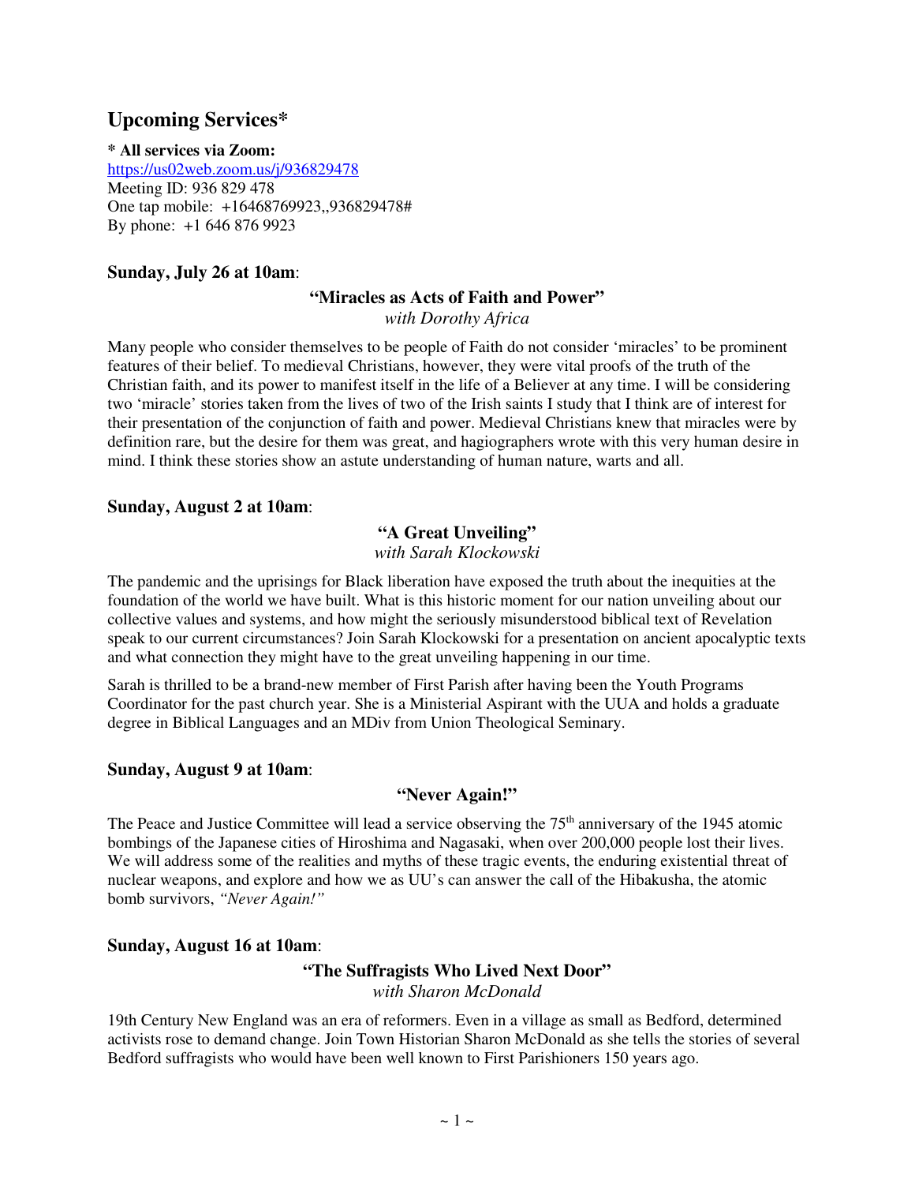# Upcoming Services*

**\* All services via Zoom:**
https://us02web.zoom.us/j/936829478
Meeting ID: 936 829 478
One tap mobile: +16468769923,,936829478#
By phone: +1 646 876 9923

### Sunday, July 26 at 10am:

**"Miracles as Acts of Faith and Power"**
*with Dorothy Africa*

Many people who consider themselves to be people of Faith do not consider 'miracles' to be prominent features of their belief. To medieval Christians, however, they were vital proofs of the truth of the Christian faith, and its power to manifest itself in the life of a Believer at any time. I will be considering two 'miracle' stories taken from the lives of two of the Irish saints I study that I think are of interest for their presentation of the conjunction of faith and power. Medieval Christians knew that miracles were by definition rare, but the desire for them was great, and hagiographers wrote with this very human desire in mind. I think these stories show an astute understanding of human nature, warts and all.

### Sunday, August 2 at 10am:

**"A Great Unveiling"**
*with Sarah Klockowski*

The pandemic and the uprisings for Black liberation have exposed the truth about the inequities at the foundation of the world we have built. What is this historic moment for our nation unveiling about our collective values and systems, and how might the seriously misunderstood biblical text of Revelation speak to our current circumstances? Join Sarah Klockowski for a presentation on ancient apocalyptic texts and what connection they might have to the great unveiling happening in our time.

Sarah is thrilled to be a brand-new member of First Parish after having been the Youth Programs Coordinator for the past church year. She is a Ministerial Aspirant with the UUA and holds a graduate degree in Biblical Languages and an MDiv from Union Theological Seminary.

### Sunday, August 9 at 10am:

**"Never Again!"**

The Peace and Justice Committee will lead a service observing the 75th anniversary of the 1945 atomic bombings of the Japanese cities of Hiroshima and Nagasaki, when over 200,000 people lost their lives. We will address some of the realities and myths of these tragic events, the enduring existential threat of nuclear weapons, and explore and how we as UU's can answer the call of the Hibakusha, the atomic bomb survivors, *"Never Again!"*

### Sunday, August 16 at 10am:

**"The Suffragists Who Lived Next Door"**
*with Sharon McDonald*

19th Century New England was an era of reformers. Even in a village as small as Bedford, determined activists rose to demand change. Join Town Historian Sharon McDonald as she tells the stories of several Bedford suffragists who would have been well known to First Parishioners 150 years ago.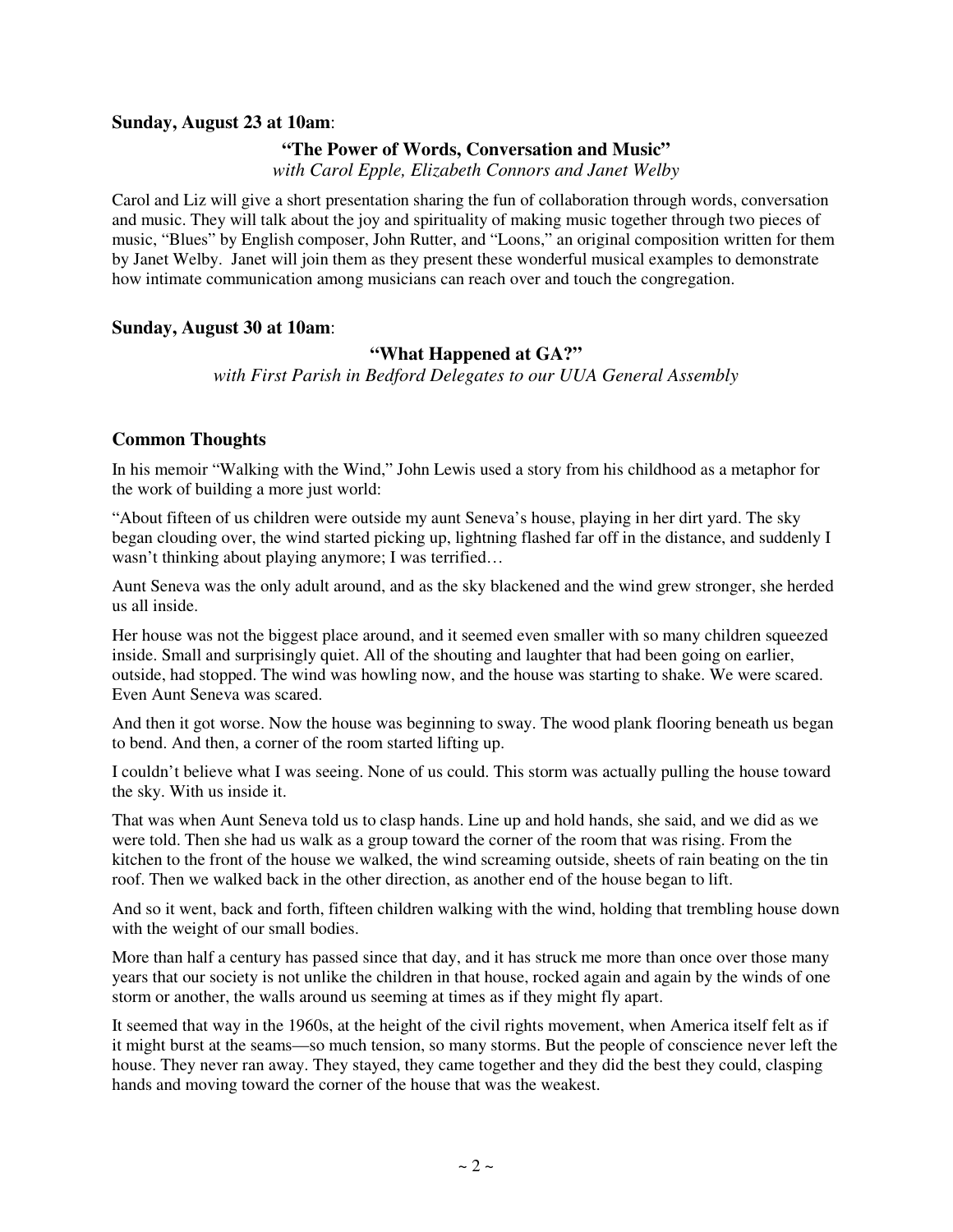**Sunday, August 23 at 10am**:

**"The Power of Words, Conversation and Music"**
*with Carol Epple, Elizabeth Connors and Janet Welby*

Carol and Liz will give a short presentation sharing the fun of collaboration through words, conversation and music. They will talk about the joy and spirituality of making music together through two pieces of music, "Blues" by English composer, John Rutter, and "Loons," an original composition written for them by Janet Welby. Janet will join them as they present these wonderful musical examples to demonstrate how intimate communication among musicians can reach over and touch the congregation.

**Sunday, August 30 at 10am**:

**"What Happened at GA?"**
*with First Parish in Bedford Delegates to our UUA General Assembly*

## Common Thoughts

In his memoir "Walking with the Wind," John Lewis used a story from his childhood as a metaphor for the work of building a more just world:

"About fifteen of us children were outside my aunt Seneva's house, playing in her dirt yard. The sky began clouding over, the wind started picking up, lightning flashed far off in the distance, and suddenly I wasn't thinking about playing anymore; I was terrified…

Aunt Seneva was the only adult around, and as the sky blackened and the wind grew stronger, she herded us all inside.

Her house was not the biggest place around, and it seemed even smaller with so many children squeezed inside. Small and surprisingly quiet. All of the shouting and laughter that had been going on earlier, outside, had stopped. The wind was howling now, and the house was starting to shake. We were scared. Even Aunt Seneva was scared.

And then it got worse. Now the house was beginning to sway. The wood plank flooring beneath us began to bend. And then, a corner of the room started lifting up.

I couldn't believe what I was seeing. None of us could. This storm was actually pulling the house toward the sky. With us inside it.

That was when Aunt Seneva told us to clasp hands. Line up and hold hands, she said, and we did as we were told. Then she had us walk as a group toward the corner of the room that was rising. From the kitchen to the front of the house we walked, the wind screaming outside, sheets of rain beating on the tin roof. Then we walked back in the other direction, as another end of the house began to lift.

And so it went, back and forth, fifteen children walking with the wind, holding that trembling house down with the weight of our small bodies.

More than half a century has passed since that day, and it has struck me more than once over those many years that our society is not unlike the children in that house, rocked again and again by the winds of one storm or another, the walls around us seeming at times as if they might fly apart.

It seemed that way in the 1960s, at the height of the civil rights movement, when America itself felt as if it might burst at the seams—so much tension, so many storms. But the people of conscience never left the house. They never ran away. They stayed, they came together and they did the best they could, clasping hands and moving toward the corner of the house that was the weakest.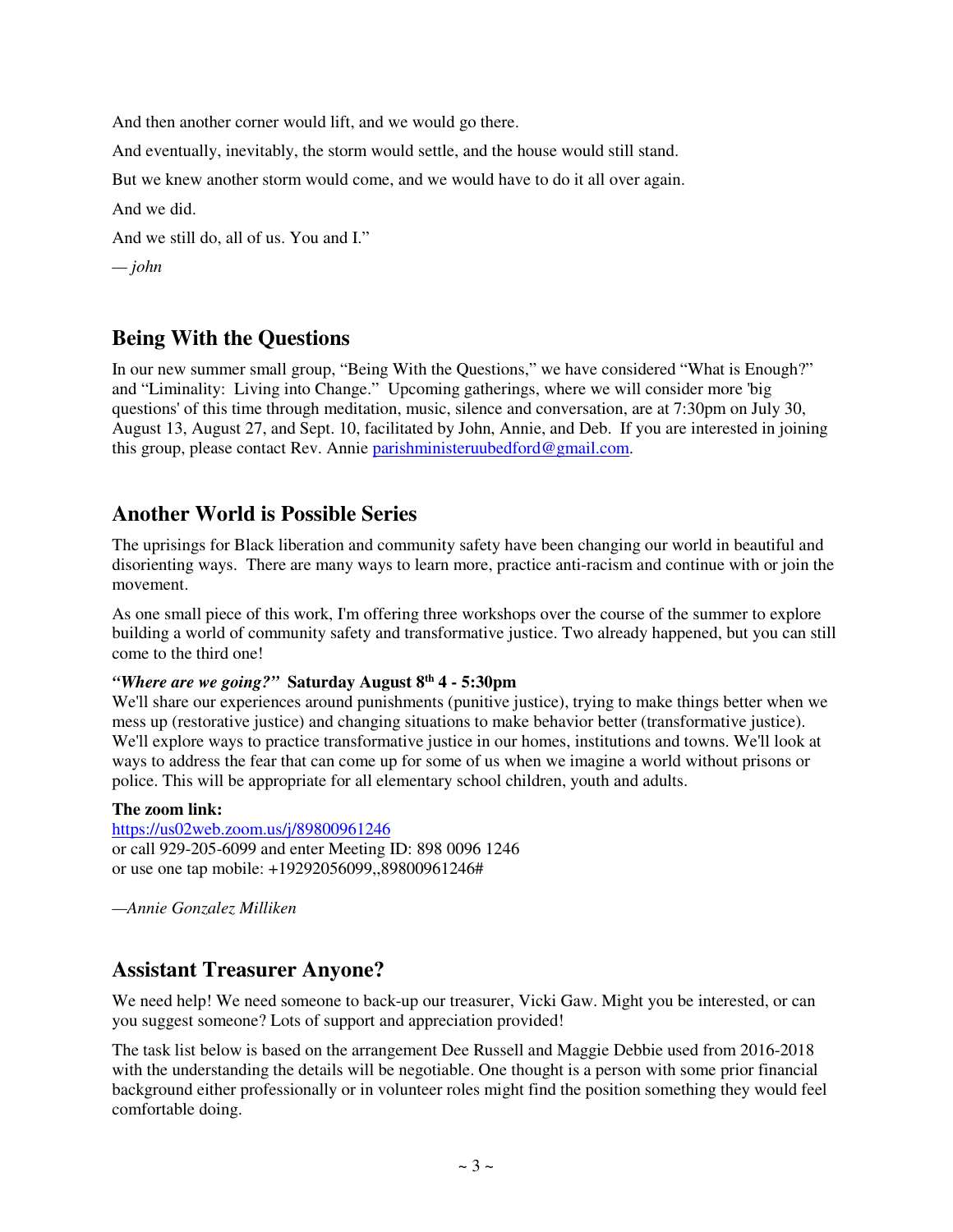And then another corner would lift, and we would go there.

And eventually, inevitably, the storm would settle, and the house would still stand.

But we knew another storm would come, and we would have to do it all over again.

And we did.

And we still do, all of us. You and I."

— *john*

## Being With the Questions

In our new summer small group, "Being With the Questions," we have considered "What is Enough?" and "Liminality: Living into Change." Upcoming gatherings, where we will consider more 'big questions' of this time through meditation, music, silence and conversation, are at 7:30pm on July 30, August 13, August 27, and Sept. 10, facilitated by John, Annie, and Deb. If you are interested in joining this group, please contact Rev. Annie parishministeruubedford@gmail.com.

## Another World is Possible Series

The uprisings for Black liberation and community safety have been changing our world in beautiful and disorienting ways. There are many ways to learn more, practice anti-racism and continue with or join the movement.

As one small piece of this work, I'm offering three workshops over the course of the summer to explore building a world of community safety and transformative justice. Two already happened, but you can still come to the third one!

***"Where are we going?"* Saturday August 8th 4 - 5:30pm**
We'll share our experiences around punishments (punitive justice), trying to make things better when we mess up (restorative justice) and changing situations to make behavior better (transformative justice). We'll explore ways to practice transformative justice in our homes, institutions and towns. We'll look at ways to address the fear that can come up for some of us when we imagine a world without prisons or police. This will be appropriate for all elementary school children, youth and adults.

**The zoom link:**
https://us02web.zoom.us/j/89800961246
or call 929-205-6099 and enter Meeting ID: 898 0096 1246
or use one tap mobile: +19292056099,,89800961246#

—*Annie Gonzalez Milliken*

## Assistant Treasurer Anyone?

We need help! We need someone to back-up our treasurer, Vicki Gaw. Might you be interested, or can you suggest someone? Lots of support and appreciation provided!

The task list below is based on the arrangement Dee Russell and Maggie Debbie used from 2016-2018 with the understanding the details will be negotiable. One thought is a person with some prior financial background either professionally or in volunteer roles might find the position something they would feel comfortable doing.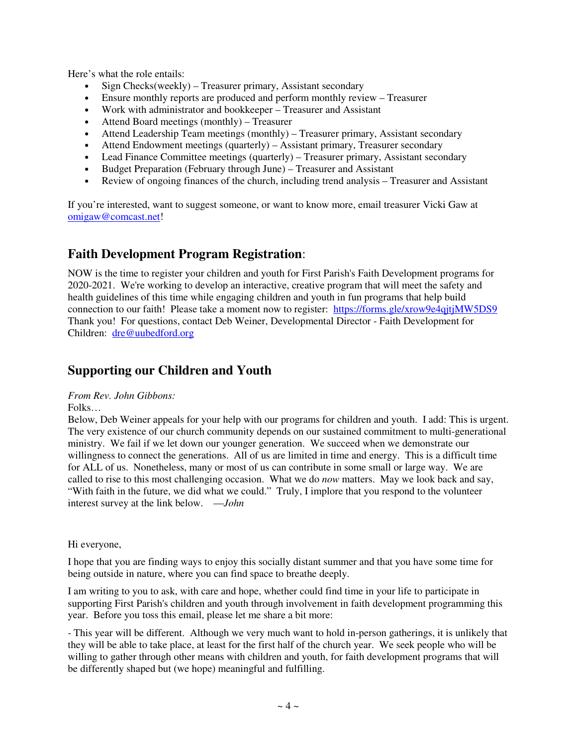Here's what the role entails:

- Sign Checks(weekly) – Treasurer primary, Assistant secondary
- Ensure monthly reports are produced and perform monthly review – Treasurer
- Work with administrator and bookkeeper – Treasurer and Assistant
- Attend Board meetings (monthly) – Treasurer
- Attend Leadership Team meetings (monthly) – Treasurer primary, Assistant secondary
- Attend Endowment meetings (quarterly) – Assistant primary, Treasurer secondary
- Lead Finance Committee meetings (quarterly) – Treasurer primary, Assistant secondary
- Budget Preparation (February through June) – Treasurer and Assistant
- Review of ongoing finances of the church, including trend analysis – Treasurer and Assistant

If you're interested, want to suggest someone, or want to know more, email treasurer Vicki Gaw at omigaw@comcast.net!

## **Faith Development Program Registration**:

NOW is the time to register your children and youth for First Parish's Faith Development programs for 2020-2021. We're working to develop an interactive, creative program that will meet the safety and health guidelines of this time while engaging children and youth in fun programs that help build connection to our faith! Please take a moment now to register: https://forms.gle/xrow9e4qjtjMW5DS9 Thank you! For questions, contact Deb Weiner, Developmental Director - Faith Development for Children: dre@uubedford.org

## **Supporting our Children and Youth**

*From Rev. John Gibbons:*

Folks…

Below, Deb Weiner appeals for your help with our programs for children and youth. I add: This is urgent. The very existence of our church community depends on our sustained commitment to multi-generational ministry. We fail if we let down our younger generation. We succeed when we demonstrate our willingness to connect the generations. All of us are limited in time and energy. This is a difficult time for ALL of us. Nonetheless, many or most of us can contribute in some small or large way. We are called to rise to this most challenging occasion. What we do *now* matters. May we look back and say, "With faith in the future, we did what we could." Truly, I implore that you respond to the volunteer interest survey at the link below. —*John*

Hi everyone,

I hope that you are finding ways to enjoy this socially distant summer and that you have some time for being outside in nature, where you can find space to breathe deeply.

I am writing to you to ask, with care and hope, whether could find time in your life to participate in supporting First Parish's children and youth through involvement in faith development programming this year. Before you toss this email, please let me share a bit more:

- This year will be different. Although we very much want to hold in-person gatherings, it is unlikely that they will be able to take place, at least for the first half of the church year. We seek people who will be willing to gather through other means with children and youth, for faith development programs that will be differently shaped but (we hope) meaningful and fulfilling.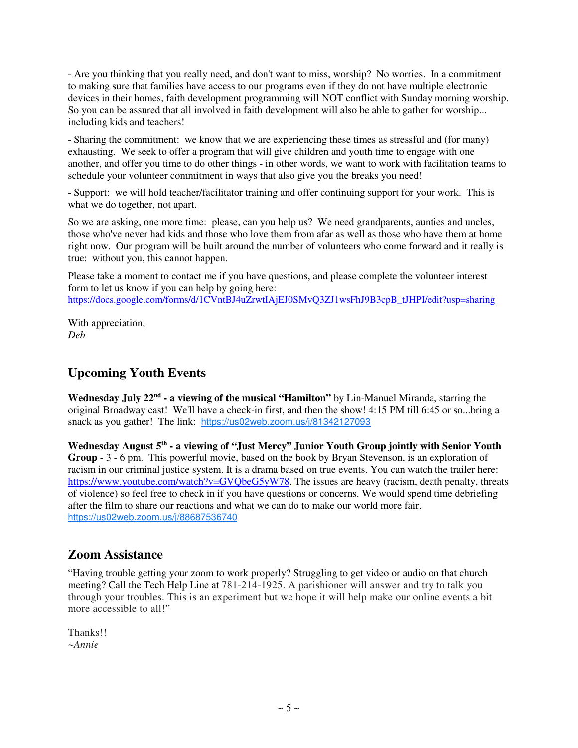- Are you thinking that you really need, and don't want to miss, worship? No worries. In a commitment to making sure that families have access to our programs even if they do not have multiple electronic devices in their homes, faith development programming will NOT conflict with Sunday morning worship. So you can be assured that all involved in faith development will also be able to gather for worship... including kids and teachers!

- Sharing the commitment: we know that we are experiencing these times as stressful and (for many) exhausting. We seek to offer a program that will give children and youth time to engage with one another, and offer you time to do other things - in other words, we want to work with facilitation teams to schedule your volunteer commitment in ways that also give you the breaks you need!

- Support: we will hold teacher/facilitator training and offer continuing support for your work. This is what we do together, not apart.

So we are asking, one more time: please, can you help us? We need grandparents, aunties and uncles, those who've never had kids and those who love them from afar as well as those who have them at home right now. Our program will be built around the number of volunteers who come forward and it really is true: without you, this cannot happen.

Please take a moment to contact me if you have questions, and please complete the volunteer interest form to let us know if you can help by going here:
https://docs.google.com/forms/d/1CVntBJ4uZrwtIAjEJ0SMvQ3ZJ1wsFhJ9B3cpB_tJHPI/edit?usp=sharing

With appreciation,
*Deb*

## Upcoming Youth Events

**Wednesday July 22nd - a viewing of the musical "Hamilton"** by Lin-Manuel Miranda, starring the original Broadway cast! We'll have a check-in first, and then the show! 4:15 PM till 6:45 or so...bring a snack as you gather! The link: https://us02web.zoom.us/j/81342127093

**Wednesday August 5th - a viewing of "Just Mercy" Junior Youth Group jointly with Senior Youth Group -** 3 - 6 pm. This powerful movie, based on the book by Bryan Stevenson, is an exploration of racism in our criminal justice system. It is a drama based on true events. You can watch the trailer here: https://www.youtube.com/watch?v=GVQbeG5yW78. The issues are heavy (racism, death penalty, threats of violence) so feel free to check in if you have questions or concerns. We would spend time debriefing after the film to share our reactions and what we can do to make our world more fair.
https://us02web.zoom.us/j/88687536740

## Zoom Assistance

"Having trouble getting your zoom to work properly? Struggling to get video or audio on that church meeting? Call the Tech Help Line at 781-214-1925. A parishioner will answer and try to talk you through your troubles. This is an experiment but we hope it will help make our online events a bit more accessible to all!"

Thanks!!
*~Annie*